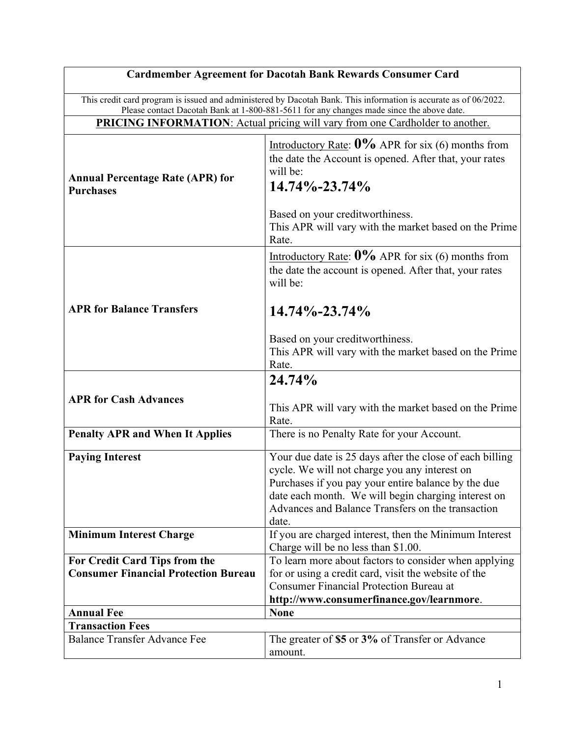| Cardmember Agreement for Dacotah Bank Rewards Consumer Card | |
|---|---|
| This credit card program is issued and administered by Dacotah Bank. This information is accurate as of 06/2022. Please contact Dacotah Bank at 1-800-881-5611 for any changes made since the above date. | |
| **PRICING INFORMATION**: Actual pricing will vary from one Cardholder to another. | |
| **Annual Percentage Rate (APR) for Purchases** | Introductory Rate: **0%** APR for six (6) months from the date the Account is opened. After that, your rates will be: **14.74%-23.74%** Based on your creditworthiness. This APR will vary with the market based on the Prime Rate. |
| **APR for Balance Transfers** | Introductory Rate: **0%** APR for six (6) months from the date the account is opened. After that, your rates will be: **14.74%-23.74%** Based on your creditworthiness. This APR will vary with the market based on the Prime Rate. |
| **APR for Cash Advances** | **24.74%** This APR will vary with the market based on the Prime Rate. |
| **Penalty APR and When It Applies** | There is no Penalty Rate for your Account. |
| **Paying Interest** | Your due date is 25 days after the close of each billing cycle. We will not charge you any interest on Purchases if you pay your entire balance by the due date each month. We will begin charging interest on Advances and Balance Transfers on the transaction date. |
| **Minimum Interest Charge** | If you are charged interest, then the Minimum Interest Charge will be no less than $1.00. |
| **For Credit Card Tips from the Consumer Financial Protection Bureau** | To learn more about factors to consider when applying for or using a credit card, visit the website of the Consumer Financial Protection Bureau at **http://www.consumerfinance.gov/learnmore**. |
| **Annual Fee** | **None** |
| **Transaction Fees** | |
| Balance Transfer Advance Fee | The greater of **$5** or **3%** of Transfer or Advance amount. |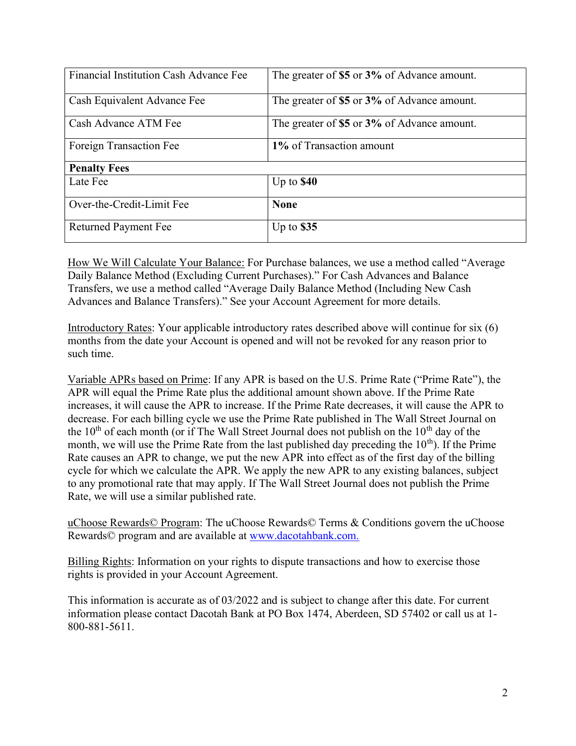| | |
|---|---|
| Financial Institution Cash Advance Fee | The greater of **$5** or **3%** of Advance amount. |
| Cash Equivalent Advance Fee | The greater of **$5** or **3%** of Advance amount. |
| Cash Advance ATM Fee | The greater of **$5** or **3%** of Advance amount. |
| Foreign Transaction Fee | **1%** of Transaction amount |
| **Penalty Fees** | |
| Late Fee | Up to **$40** |
| Over-the-Credit-Limit Fee | **None** |
| Returned Payment Fee | Up to **$35** |

How We Will Calculate Your Balance: For Purchase balances, we use a method called "Average Daily Balance Method (Excluding Current Purchases)." For Cash Advances and Balance Transfers, we use a method called "Average Daily Balance Method (Including New Cash Advances and Balance Transfers)." See your Account Agreement for more details.

Introductory Rates: Your applicable introductory rates described above will continue for six (6) months from the date your Account is opened and will not be revoked for any reason prior to such time.

Variable APRs based on Prime: If any APR is based on the U.S. Prime Rate ("Prime Rate"), the APR will equal the Prime Rate plus the additional amount shown above. If the Prime Rate increases, it will cause the APR to increase. If the Prime Rate decreases, it will cause the APR to decrease. For each billing cycle we use the Prime Rate published in The Wall Street Journal on the 10th of each month (or if The Wall Street Journal does not publish on the 10th day of the month, we will use the Prime Rate from the last published day preceding the 10th). If the Prime Rate causes an APR to change, we put the new APR into effect as of the first day of the billing cycle for which we calculate the APR. We apply the new APR to any existing balances, subject to any promotional rate that may apply. If The Wall Street Journal does not publish the Prime Rate, we will use a similar published rate.

uChoose Rewards© Program: The uChoose Rewards© Terms & Conditions govern the uChoose Rewards© program and are available at www.dacotahbank.com.

Billing Rights: Information on your rights to dispute transactions and how to exercise those rights is provided in your Account Agreement.

This information is accurate as of 03/2022 and is subject to change after this date. For current information please contact Dacotah Bank at PO Box 1474, Aberdeen, SD 57402 or call us at 1-800-881-5611.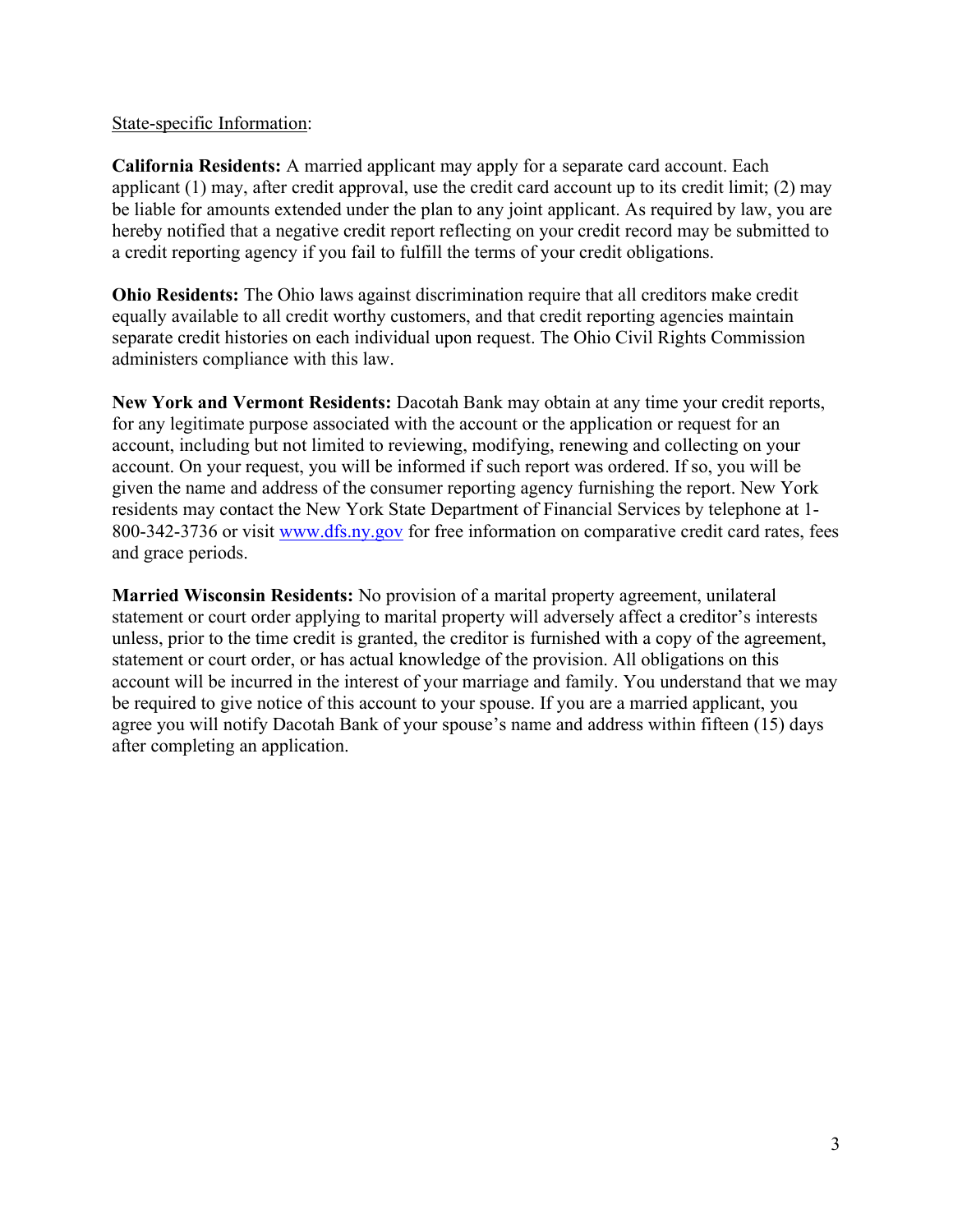State-specific Information:

**California Residents:** A married applicant may apply for a separate card account. Each applicant (1) may, after credit approval, use the credit card account up to its credit limit; (2) may be liable for amounts extended under the plan to any joint applicant. As required by law, you are hereby notified that a negative credit report reflecting on your credit record may be submitted to a credit reporting agency if you fail to fulfill the terms of your credit obligations.

**Ohio Residents:** The Ohio laws against discrimination require that all creditors make credit equally available to all credit worthy customers, and that credit reporting agencies maintain separate credit histories on each individual upon request. The Ohio Civil Rights Commission administers compliance with this law.

**New York and Vermont Residents:** Dacotah Bank may obtain at any time your credit reports, for any legitimate purpose associated with the account or the application or request for an account, including but not limited to reviewing, modifying, renewing and collecting on your account. On your request, you will be informed if such report was ordered. If so, you will be given the name and address of the consumer reporting agency furnishing the report. New York residents may contact the New York State Department of Financial Services by telephone at 1-800-342-3736 or visit [www.dfs.ny.gov](http://www.dfs.ny.gov) for free information on comparative credit card rates, fees and grace periods.

**Married Wisconsin Residents:** No provision of a marital property agreement, unilateral statement or court order applying to marital property will adversely affect a creditor's interests unless, prior to the time credit is granted, the creditor is furnished with a copy of the agreement, statement or court order, or has actual knowledge of the provision. All obligations on this account will be incurred in the interest of your marriage and family. You understand that we may be required to give notice of this account to your spouse. If you are a married applicant, you agree you will notify Dacotah Bank of your spouse's name and address within fifteen (15) days after completing an application.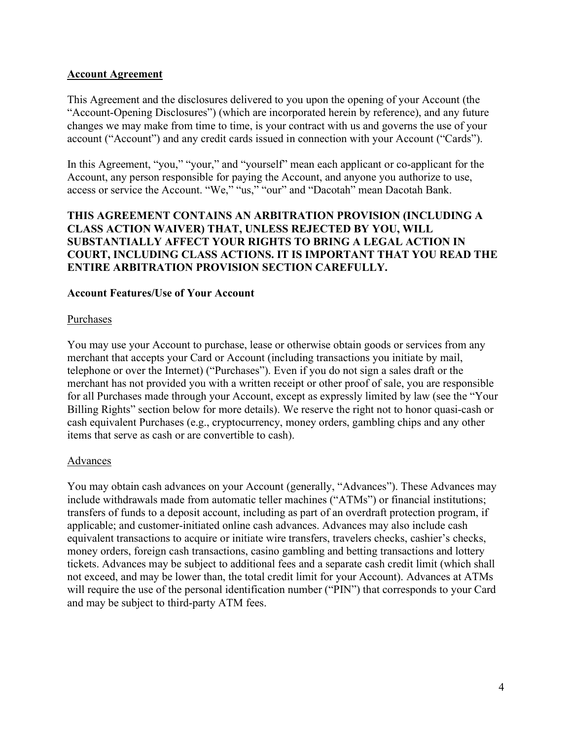## Account Agreement

This Agreement and the disclosures delivered to you upon the opening of your Account (the "Account-Opening Disclosures") (which are incorporated herein by reference), and any future changes we may make from time to time, is your contract with us and governs the use of your account ("Account") and any credit cards issued in connection with your Account ("Cards").

In this Agreement, "you," "your," and "yourself" mean each applicant or co-applicant for the Account, any person responsible for paying the Account, and anyone you authorize to use, access or service the Account. "We," "us," "our" and "Dacotah" mean Dacotah Bank.

**THIS AGREEMENT CONTAINS AN ARBITRATION PROVISION (INCLUDING A CLASS ACTION WAIVER) THAT, UNLESS REJECTED BY YOU, WILL SUBSTANTIALLY AFFECT YOUR RIGHTS TO BRING A LEGAL ACTION IN COURT, INCLUDING CLASS ACTIONS. IT IS IMPORTANT THAT YOU READ THE ENTIRE ARBITRATION PROVISION SECTION CAREFULLY.**

### Account Features/Use of Your Account

#### Purchases

You may use your Account to purchase, lease or otherwise obtain goods or services from any merchant that accepts your Card or Account (including transactions you initiate by mail, telephone or over the Internet) ("Purchases"). Even if you do not sign a sales draft or the merchant has not provided you with a written receipt or other proof of sale, you are responsible for all Purchases made through your Account, except as expressly limited by law (see the "Your Billing Rights" section below for more details). We reserve the right not to honor quasi-cash or cash equivalent Purchases (e.g., cryptocurrency, money orders, gambling chips and any other items that serve as cash or are convertible to cash).

#### Advances

You may obtain cash advances on your Account (generally, "Advances"). These Advances may include withdrawals made from automatic teller machines ("ATMs") or financial institutions; transfers of funds to a deposit account, including as part of an overdraft protection program, if applicable; and customer-initiated online cash advances. Advances may also include cash equivalent transactions to acquire or initiate wire transfers, travelers checks, cashier's checks, money orders, foreign cash transactions, casino gambling and betting transactions and lottery tickets. Advances may be subject to additional fees and a separate cash credit limit (which shall not exceed, and may be lower than, the total credit limit for your Account). Advances at ATMs will require the use of the personal identification number ("PIN") that corresponds to your Card and may be subject to third-party ATM fees.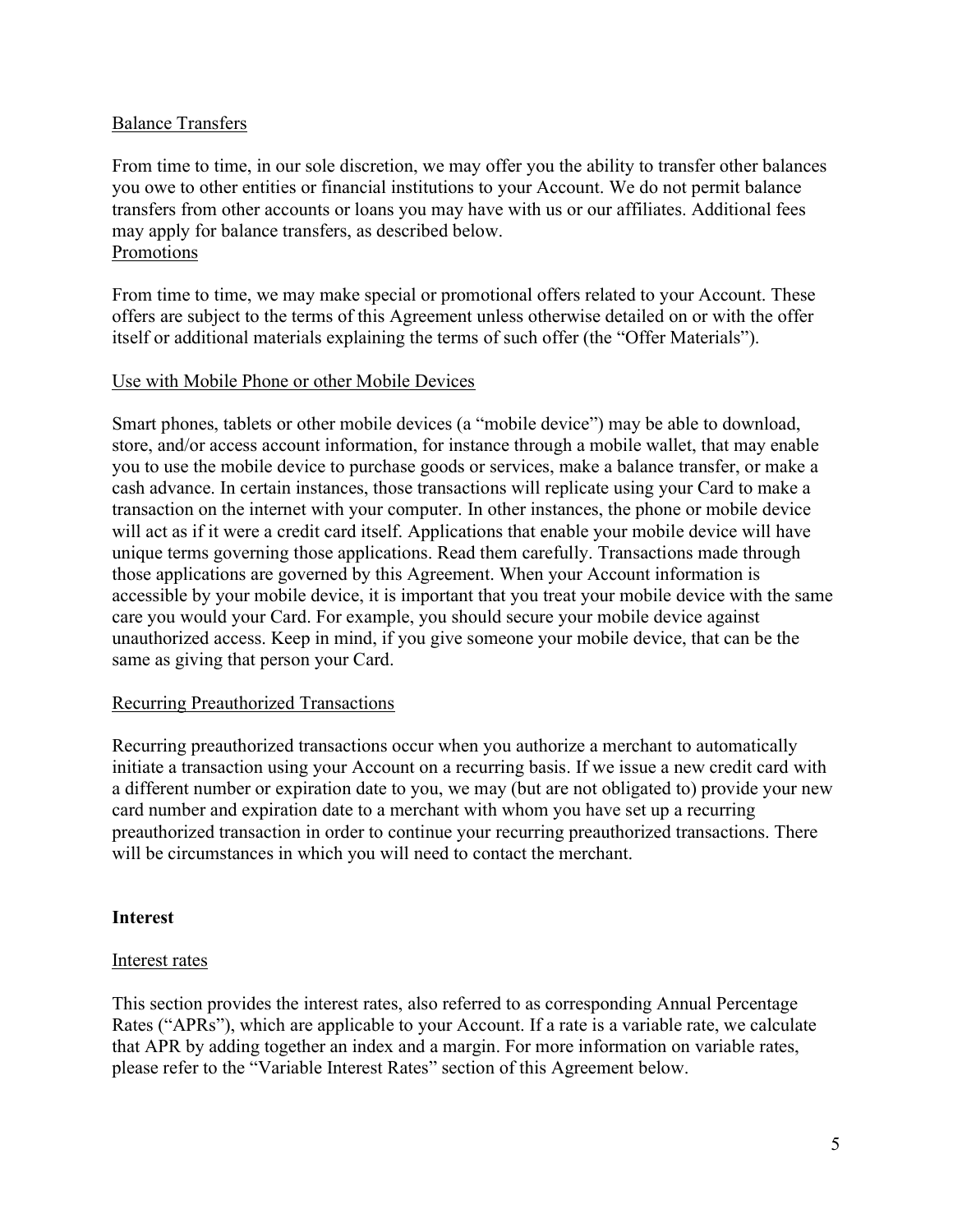Balance Transfers

From time to time, in our sole discretion, we may offer you the ability to transfer other balances you owe to other entities or financial institutions to your Account. We do not permit balance transfers from other accounts or loans you may have with us or our affiliates. Additional fees may apply for balance transfers, as described below.

Promotions

From time to time, we may make special or promotional offers related to your Account. These offers are subject to the terms of this Agreement unless otherwise detailed on or with the offer itself or additional materials explaining the terms of such offer (the "Offer Materials").

Use with Mobile Phone or other Mobile Devices

Smart phones, tablets or other mobile devices (a "mobile device") may be able to download, store, and/or access account information, for instance through a mobile wallet, that may enable you to use the mobile device to purchase goods or services, make a balance transfer, or make a cash advance. In certain instances, those transactions will replicate using your Card to make a transaction on the internet with your computer. In other instances, the phone or mobile device will act as if it were a credit card itself. Applications that enable your mobile device will have unique terms governing those applications. Read them carefully. Transactions made through those applications are governed by this Agreement. When your Account information is accessible by your mobile device, it is important that you treat your mobile device with the same care you would your Card. For example, you should secure your mobile device against unauthorized access. Keep in mind, if you give someone your mobile device, that can be the same as giving that person your Card.

Recurring Preauthorized Transactions

Recurring preauthorized transactions occur when you authorize a merchant to automatically initiate a transaction using your Account on a recurring basis. If we issue a new credit card with a different number or expiration date to you, we may (but are not obligated to) provide your new card number and expiration date to a merchant with whom you have set up a recurring preauthorized transaction in order to continue your recurring preauthorized transactions. There will be circumstances in which you will need to contact the merchant.

## Interest

Interest rates

This section provides the interest rates, also referred to as corresponding Annual Percentage Rates ("APRs"), which are applicable to your Account. If a rate is a variable rate, we calculate that APR by adding together an index and a margin. For more information on variable rates, please refer to the "Variable Interest Rates" section of this Agreement below.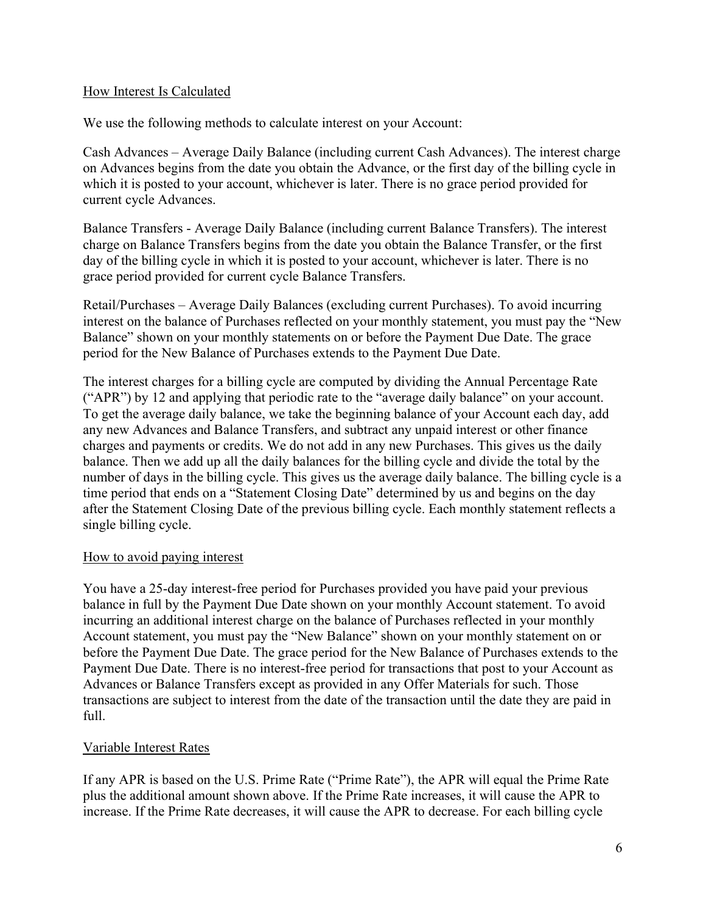## How Interest Is Calculated

We use the following methods to calculate interest on your Account:

Cash Advances – Average Daily Balance (including current Cash Advances). The interest charge on Advances begins from the date you obtain the Advance, or the first day of the billing cycle in which it is posted to your account, whichever is later. There is no grace period provided for current cycle Advances.

Balance Transfers - Average Daily Balance (including current Balance Transfers). The interest charge on Balance Transfers begins from the date you obtain the Balance Transfer, or the first day of the billing cycle in which it is posted to your account, whichever is later. There is no grace period provided for current cycle Balance Transfers.

Retail/Purchases – Average Daily Balances (excluding current Purchases). To avoid incurring interest on the balance of Purchases reflected on your monthly statement, you must pay the "New Balance" shown on your monthly statements on or before the Payment Due Date. The grace period for the New Balance of Purchases extends to the Payment Due Date.

The interest charges for a billing cycle are computed by dividing the Annual Percentage Rate ("APR") by 12 and applying that periodic rate to the "average daily balance" on your account. To get the average daily balance, we take the beginning balance of your Account each day, add any new Advances and Balance Transfers, and subtract any unpaid interest or other finance charges and payments or credits. We do not add in any new Purchases. This gives us the daily balance. Then we add up all the daily balances for the billing cycle and divide the total by the number of days in the billing cycle. This gives us the average daily balance. The billing cycle is a time period that ends on a "Statement Closing Date" determined by us and begins on the day after the Statement Closing Date of the previous billing cycle. Each monthly statement reflects a single billing cycle.

## How to avoid paying interest

You have a 25-day interest-free period for Purchases provided you have paid your previous balance in full by the Payment Due Date shown on your monthly Account statement. To avoid incurring an additional interest charge on the balance of Purchases reflected in your monthly Account statement, you must pay the "New Balance" shown on your monthly statement on or before the Payment Due Date. The grace period for the New Balance of Purchases extends to the Payment Due Date. There is no interest-free period for transactions that post to your Account as Advances or Balance Transfers except as provided in any Offer Materials for such. Those transactions are subject to interest from the date of the transaction until the date they are paid in full.

## Variable Interest Rates

If any APR is based on the U.S. Prime Rate ("Prime Rate"), the APR will equal the Prime Rate plus the additional amount shown above. If the Prime Rate increases, it will cause the APR to increase. If the Prime Rate decreases, it will cause the APR to decrease. For each billing cycle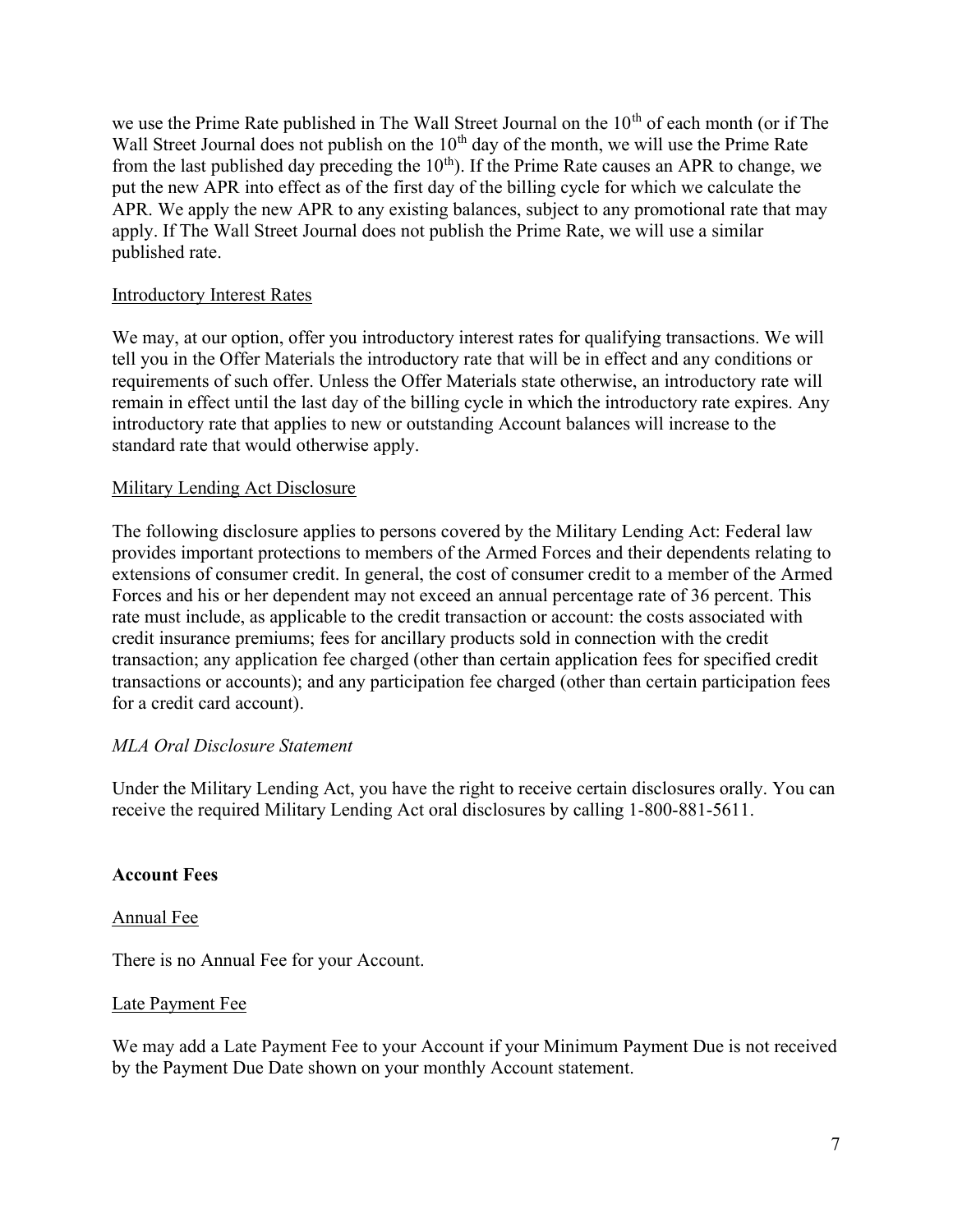we use the Prime Rate published in The Wall Street Journal on the 10th of each month (or if The Wall Street Journal does not publish on the 10th day of the month, we will use the Prime Rate from the last published day preceding the 10th). If the Prime Rate causes an APR to change, we put the new APR into effect as of the first day of the billing cycle for which we calculate the APR. We apply the new APR to any existing balances, subject to any promotional rate that may apply. If The Wall Street Journal does not publish the Prime Rate, we will use a similar published rate.

Introductory Interest Rates

We may, at our option, offer you introductory interest rates for qualifying transactions. We will tell you in the Offer Materials the introductory rate that will be in effect and any conditions or requirements of such offer. Unless the Offer Materials state otherwise, an introductory rate will remain in effect until the last day of the billing cycle in which the introductory rate expires. Any introductory rate that applies to new or outstanding Account balances will increase to the standard rate that would otherwise apply.

Military Lending Act Disclosure

The following disclosure applies to persons covered by the Military Lending Act: Federal law provides important protections to members of the Armed Forces and their dependents relating to extensions of consumer credit. In general, the cost of consumer credit to a member of the Armed Forces and his or her dependent may not exceed an annual percentage rate of 36 percent. This rate must include, as applicable to the credit transaction or account: the costs associated with credit insurance premiums; fees for ancillary products sold in connection with the credit transaction; any application fee charged (other than certain application fees for specified credit transactions or accounts); and any participation fee charged (other than certain participation fees for a credit card account).

*MLA Oral Disclosure Statement*

Under the Military Lending Act, you have the right to receive certain disclosures orally. You can receive the required Military Lending Act oral disclosures by calling 1-800-881-5611.

**Account Fees**

Annual Fee

There is no Annual Fee for your Account.

Late Payment Fee

We may add a Late Payment Fee to your Account if your Minimum Payment Due is not received by the Payment Due Date shown on your monthly Account statement.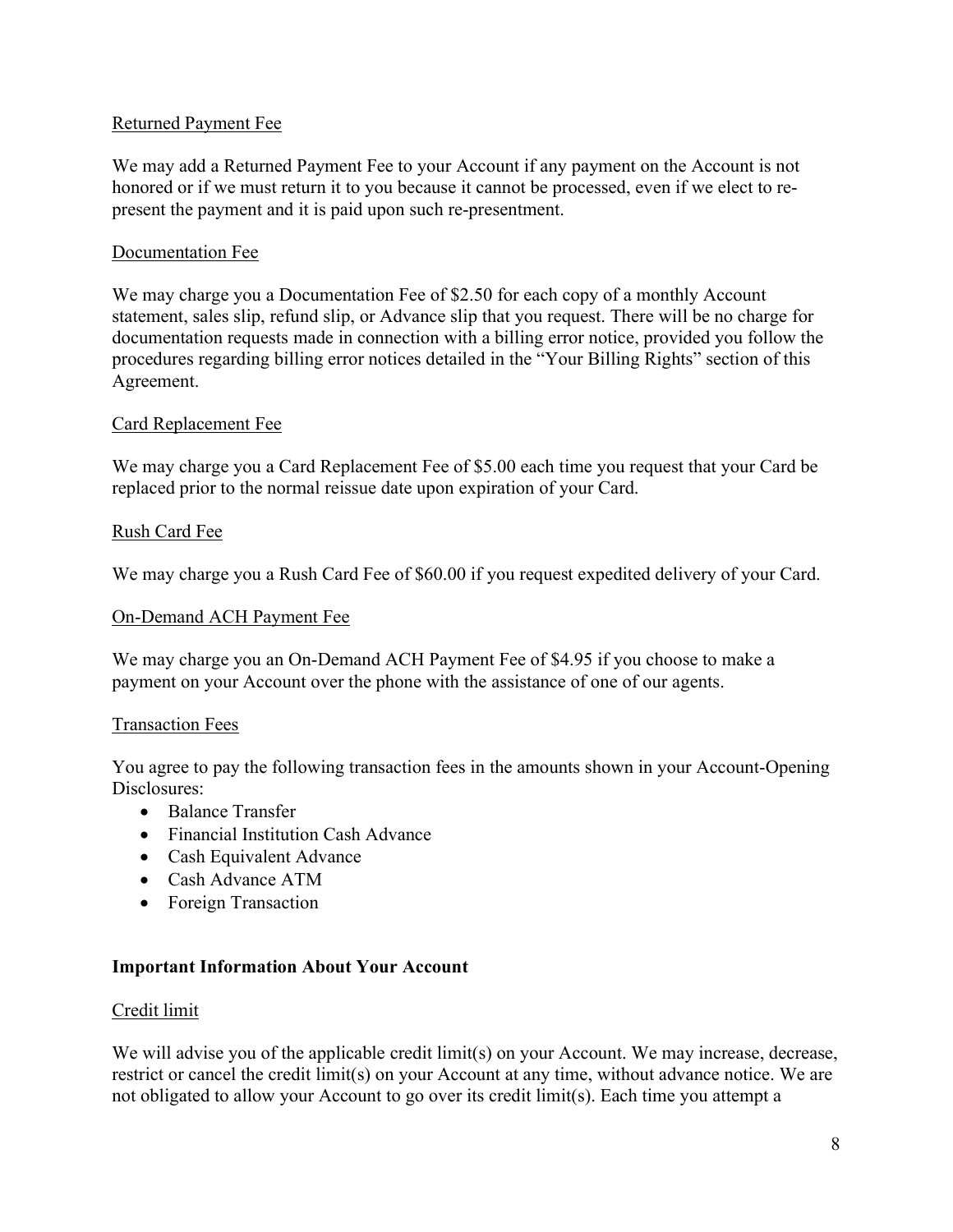Returned Payment Fee

We may add a Returned Payment Fee to your Account if any payment on the Account is not honored or if we must return it to you because it cannot be processed, even if we elect to re-present the payment and it is paid upon such re-presentment.

Documentation Fee

We may charge you a Documentation Fee of $2.50 for each copy of a monthly Account statement, sales slip, refund slip, or Advance slip that you request. There will be no charge for documentation requests made in connection with a billing error notice, provided you follow the procedures regarding billing error notices detailed in the "Your Billing Rights" section of this Agreement.

Card Replacement Fee

We may charge you a Card Replacement Fee of $5.00 each time you request that your Card be replaced prior to the normal reissue date upon expiration of your Card.

Rush Card Fee

We may charge you a Rush Card Fee of $60.00 if you request expedited delivery of your Card.

On-Demand ACH Payment Fee

We may charge you an On-Demand ACH Payment Fee of $4.95 if you choose to make a payment on your Account over the phone with the assistance of one of our agents.

Transaction Fees

You agree to pay the following transaction fees in the amounts shown in your Account-Opening Disclosures:

- Balance Transfer
- Financial Institution Cash Advance
- Cash Equivalent Advance
- Cash Advance ATM
- Foreign Transaction

**Important Information About Your Account**

Credit limit

We will advise you of the applicable credit limit(s) on your Account. We may increase, decrease, restrict or cancel the credit limit(s) on your Account at any time, without advance notice. We are not obligated to allow your Account to go over its credit limit(s). Each time you attempt a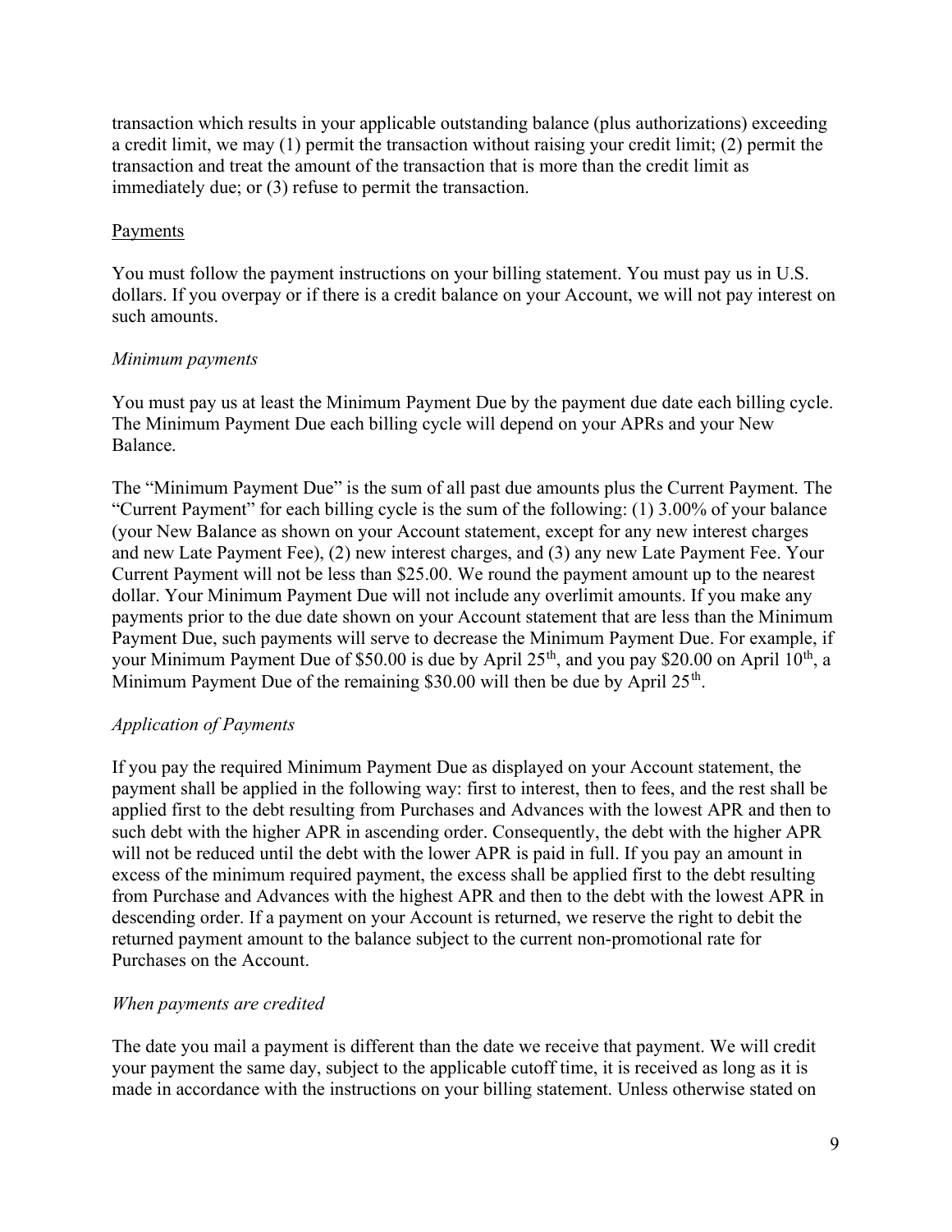transaction which results in your applicable outstanding balance (plus authorizations) exceeding a credit limit, we may (1) permit the transaction without raising your credit limit; (2) permit the transaction and treat the amount of the transaction that is more than the credit limit as immediately due; or (3) refuse to permit the transaction.

## Payments

You must follow the payment instructions on your billing statement. You must pay us in U.S. dollars. If you overpay or if there is a credit balance on your Account, we will not pay interest on such amounts.

### *Minimum payments*

You must pay us at least the Minimum Payment Due by the payment due date each billing cycle. The Minimum Payment Due each billing cycle will depend on your APRs and your New Balance.

The "Minimum Payment Due" is the sum of all past due amounts plus the Current Payment. The "Current Payment" for each billing cycle is the sum of the following: (1) 3.00% of your balance (your New Balance as shown on your Account statement, except for any new interest charges and new Late Payment Fee), (2) new interest charges, and (3) any new Late Payment Fee. Your Current Payment will not be less than $25.00. We round the payment amount up to the nearest dollar. Your Minimum Payment Due will not include any overlimit amounts. If you make any payments prior to the due date shown on your Account statement that are less than the Minimum Payment Due, such payments will serve to decrease the Minimum Payment Due. For example, if your Minimum Payment Due of $50.00 is due by April 25th, and you pay $20.00 on April 10th, a Minimum Payment Due of the remaining $30.00 will then be due by April 25th.

### *Application of Payments*

If you pay the required Minimum Payment Due as displayed on your Account statement, the payment shall be applied in the following way: first to interest, then to fees, and the rest shall be applied first to the debt resulting from Purchases and Advances with the lowest APR and then to such debt with the higher APR in ascending order. Consequently, the debt with the higher APR will not be reduced until the debt with the lower APR is paid in full. If you pay an amount in excess of the minimum required payment, the excess shall be applied first to the debt resulting from Purchase and Advances with the highest APR and then to the debt with the lowest APR in descending order. If a payment on your Account is returned, we reserve the right to debit the returned payment amount to the balance subject to the current non-promotional rate for Purchases on the Account.

### *When payments are credited*

The date you mail a payment is different than the date we receive that payment. We will credit your payment the same day, subject to the applicable cutoff time, it is received as long as it is made in accordance with the instructions on your billing statement. Unless otherwise stated on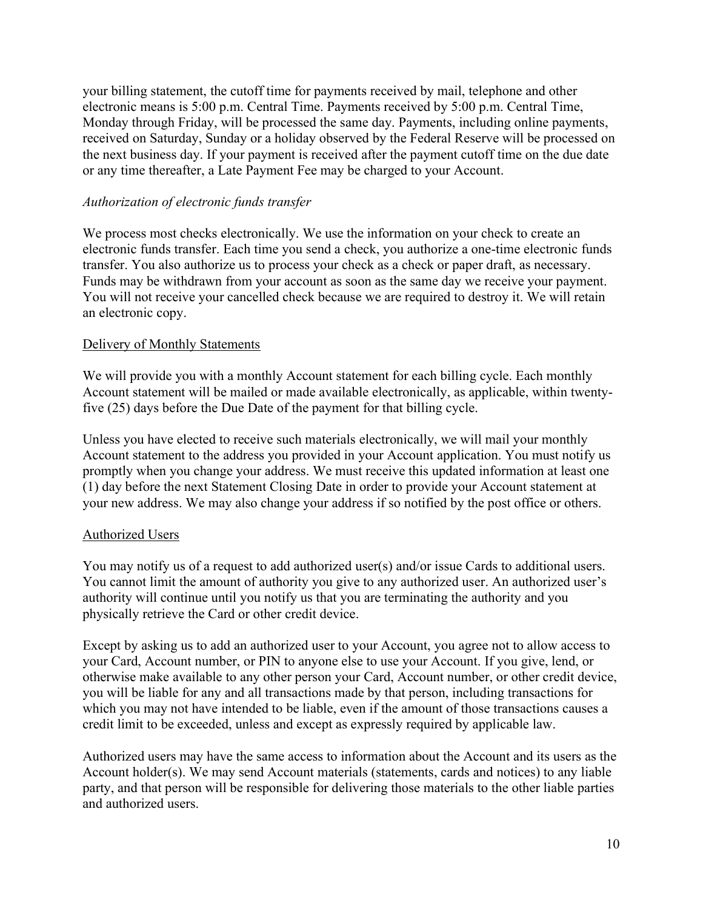your billing statement, the cutoff time for payments received by mail, telephone and other electronic means is 5:00 p.m. Central Time. Payments received by 5:00 p.m. Central Time, Monday through Friday, will be processed the same day. Payments, including online payments, received on Saturday, Sunday or a holiday observed by the Federal Reserve will be processed on the next business day. If your payment is received after the payment cutoff time on the due date or any time thereafter, a Late Payment Fee may be charged to your Account.

*Authorization of electronic funds transfer*

We process most checks electronically. We use the information on your check to create an electronic funds transfer. Each time you send a check, you authorize a one-time electronic funds transfer. You also authorize us to process your check as a check or paper draft, as necessary. Funds may be withdrawn from your account as soon as the same day we receive your payment. You will not receive your cancelled check because we are required to destroy it. We will retain an electronic copy.

<u>Delivery of Monthly Statements</u>

We will provide you with a monthly Account statement for each billing cycle. Each monthly Account statement will be mailed or made available electronically, as applicable, within twenty-five (25) days before the Due Date of the payment for that billing cycle.

Unless you have elected to receive such materials electronically, we will mail your monthly Account statement to the address you provided in your Account application. You must notify us promptly when you change your address. We must receive this updated information at least one (1) day before the next Statement Closing Date in order to provide your Account statement at your new address. We may also change your address if so notified by the post office or others.

<u>Authorized Users</u>

You may notify us of a request to add authorized user(s) and/or issue Cards to additional users. You cannot limit the amount of authority you give to any authorized user. An authorized user's authority will continue until you notify us that you are terminating the authority and you physically retrieve the Card or other credit device.

Except by asking us to add an authorized user to your Account, you agree not to allow access to your Card, Account number, or PIN to anyone else to use your Account. If you give, lend, or otherwise make available to any other person your Card, Account number, or other credit device, you will be liable for any and all transactions made by that person, including transactions for which you may not have intended to be liable, even if the amount of those transactions causes a credit limit to be exceeded, unless and except as expressly required by applicable law.

Authorized users may have the same access to information about the Account and its users as the Account holder(s). We may send Account materials (statements, cards and notices) to any liable party, and that person will be responsible for delivering those materials to the other liable parties and authorized users.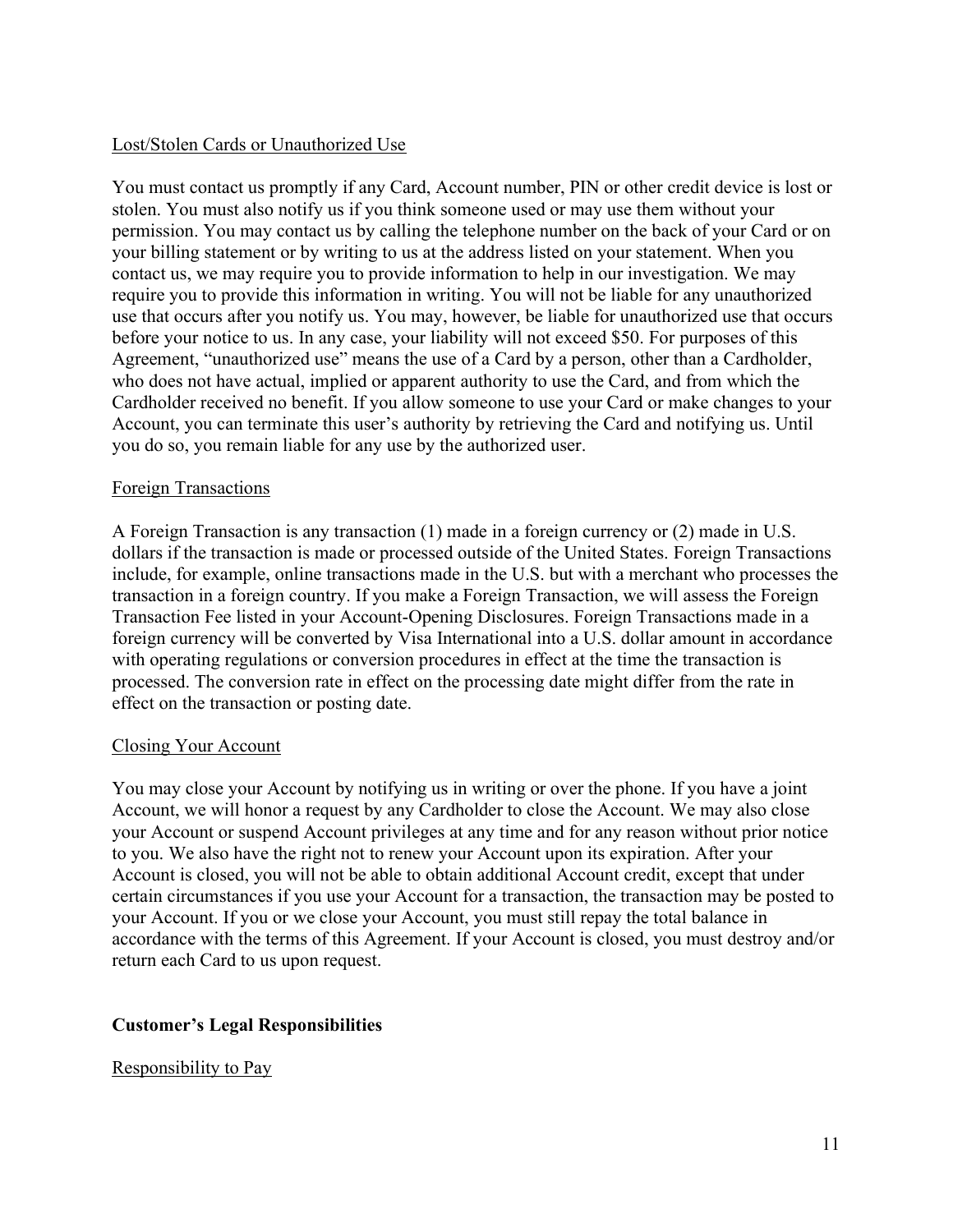Lost/Stolen Cards or Unauthorized Use

You must contact us promptly if any Card, Account number, PIN or other credit device is lost or stolen. You must also notify us if you think someone used or may use them without your permission. You may contact us by calling the telephone number on the back of your Card or on your billing statement or by writing to us at the address listed on your statement. When you contact us, we may require you to provide information to help in our investigation. We may require you to provide this information in writing. You will not be liable for any unauthorized use that occurs after you notify us. You may, however, be liable for unauthorized use that occurs before your notice to us. In any case, your liability will not exceed $50. For purposes of this Agreement, "unauthorized use" means the use of a Card by a person, other than a Cardholder, who does not have actual, implied or apparent authority to use the Card, and from which the Cardholder received no benefit. If you allow someone to use your Card or make changes to your Account, you can terminate this user's authority by retrieving the Card and notifying us. Until you do so, you remain liable for any use by the authorized user.

Foreign Transactions

A Foreign Transaction is any transaction (1) made in a foreign currency or (2) made in U.S. dollars if the transaction is made or processed outside of the United States. Foreign Transactions include, for example, online transactions made in the U.S. but with a merchant who processes the transaction in a foreign country. If you make a Foreign Transaction, we will assess the Foreign Transaction Fee listed in your Account-Opening Disclosures. Foreign Transactions made in a foreign currency will be converted by Visa International into a U.S. dollar amount in accordance with operating regulations or conversion procedures in effect at the time the transaction is processed. The conversion rate in effect on the processing date might differ from the rate in effect on the transaction or posting date.

Closing Your Account

You may close your Account by notifying us in writing or over the phone. If you have a joint Account, we will honor a request by any Cardholder to close the Account. We may also close your Account or suspend Account privileges at any time and for any reason without prior notice to you. We also have the right not to renew your Account upon its expiration. After your Account is closed, you will not be able to obtain additional Account credit, except that under certain circumstances if you use your Account for a transaction, the transaction may be posted to your Account. If you or we close your Account, you must still repay the total balance in accordance with the terms of this Agreement. If your Account is closed, you must destroy and/or return each Card to us upon request.

**Customer's Legal Responsibilities**

Responsibility to Pay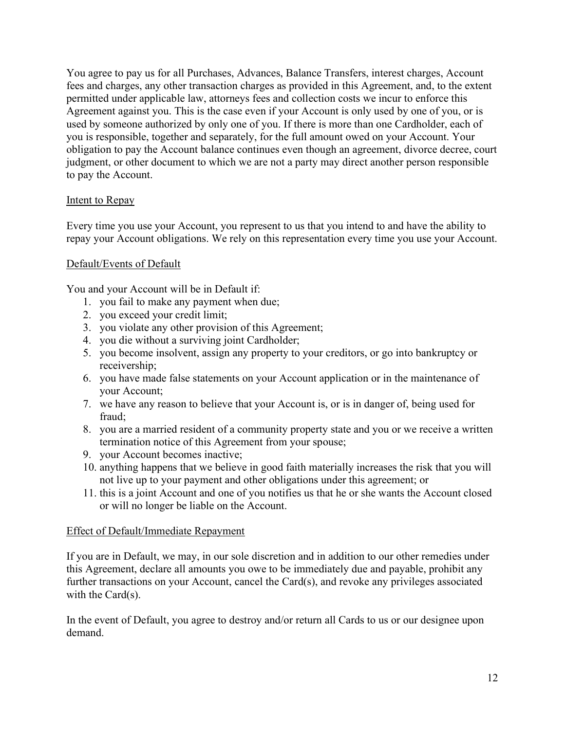You agree to pay us for all Purchases, Advances, Balance Transfers, interest charges, Account fees and charges, any other transaction charges as provided in this Agreement, and, to the extent permitted under applicable law, attorneys fees and collection costs we incur to enforce this Agreement against you. This is the case even if your Account is only used by one of you, or is used by someone authorized by only one of you. If there is more than one Cardholder, each of you is responsible, together and separately, for the full amount owed on your Account. Your obligation to pay the Account balance continues even though an agreement, divorce decree, court judgment, or other document to which we are not a party may direct another person responsible to pay the Account.

<u>Intent to Repay</u>

Every time you use your Account, you represent to us that you intend to and have the ability to repay your Account obligations. We rely on this representation every time you use your Account.

<u>Default/Events of Default</u>

You and your Account will be in Default if:

1. you fail to make any payment when due;
2. you exceed your credit limit;
3. you violate any other provision of this Agreement;
4. you die without a surviving joint Cardholder;
5. you become insolvent, assign any property to your creditors, or go into bankruptcy or receivership;
6. you have made false statements on your Account application or in the maintenance of your Account;
7. we have any reason to believe that your Account is, or is in danger of, being used for fraud;
8. you are a married resident of a community property state and you or we receive a written termination notice of this Agreement from your spouse;
9. your Account becomes inactive;
10. anything happens that we believe in good faith materially increases the risk that you will not live up to your payment and other obligations under this agreement; or
11. this is a joint Account and one of you notifies us that he or she wants the Account closed or will no longer be liable on the Account.

<u>Effect of Default/Immediate Repayment</u>

If you are in Default, we may, in our sole discretion and in addition to our other remedies under this Agreement, declare all amounts you owe to be immediately due and payable, prohibit any further transactions on your Account, cancel the Card(s), and revoke any privileges associated with the Card(s).

In the event of Default, you agree to destroy and/or return all Cards to us or our designee upon demand.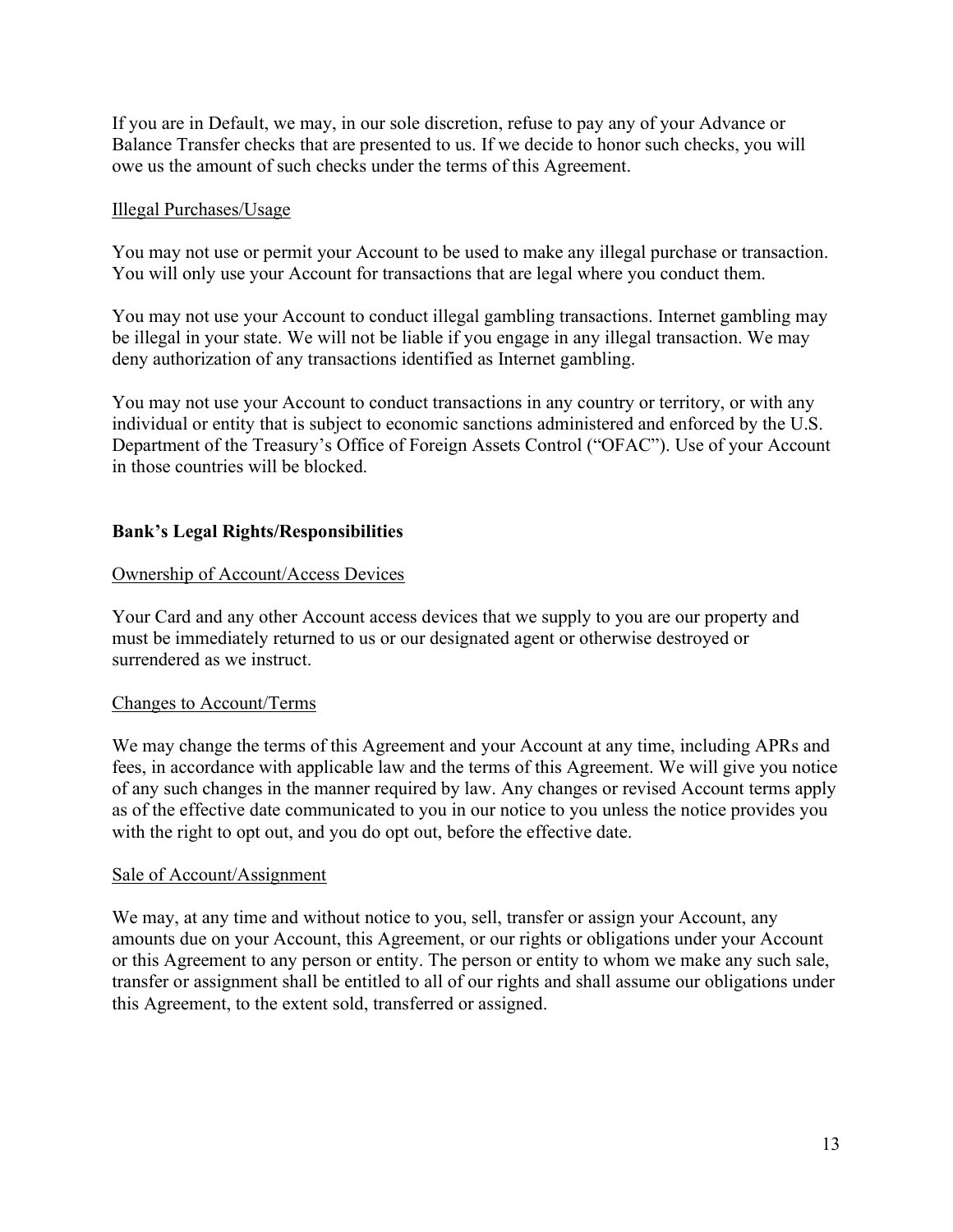If you are in Default, we may, in our sole discretion, refuse to pay any of your Advance or Balance Transfer checks that are presented to us. If we decide to honor such checks, you will owe us the amount of such checks under the terms of this Agreement.

Illegal Purchases/Usage

You may not use or permit your Account to be used to make any illegal purchase or transaction. You will only use your Account for transactions that are legal where you conduct them.

You may not use your Account to conduct illegal gambling transactions. Internet gambling may be illegal in your state. We will not be liable if you engage in any illegal transaction. We may deny authorization of any transactions identified as Internet gambling.

You may not use your Account to conduct transactions in any country or territory, or with any individual or entity that is subject to economic sanctions administered and enforced by the U.S. Department of the Treasury's Office of Foreign Assets Control ("OFAC"). Use of your Account in those countries will be blocked.

## Bank's Legal Rights/Responsibilities

Ownership of Account/Access Devices

Your Card and any other Account access devices that we supply to you are our property and must be immediately returned to us or our designated agent or otherwise destroyed or surrendered as we instruct.

Changes to Account/Terms

We may change the terms of this Agreement and your Account at any time, including APRs and fees, in accordance with applicable law and the terms of this Agreement. We will give you notice of any such changes in the manner required by law. Any changes or revised Account terms apply as of the effective date communicated to you in our notice to you unless the notice provides you with the right to opt out, and you do opt out, before the effective date.

Sale of Account/Assignment

We may, at any time and without notice to you, sell, transfer or assign your Account, any amounts due on your Account, this Agreement, or our rights or obligations under your Account or this Agreement to any person or entity. The person or entity to whom we make any such sale, transfer or assignment shall be entitled to all of our rights and shall assume our obligations under this Agreement, to the extent sold, transferred or assigned.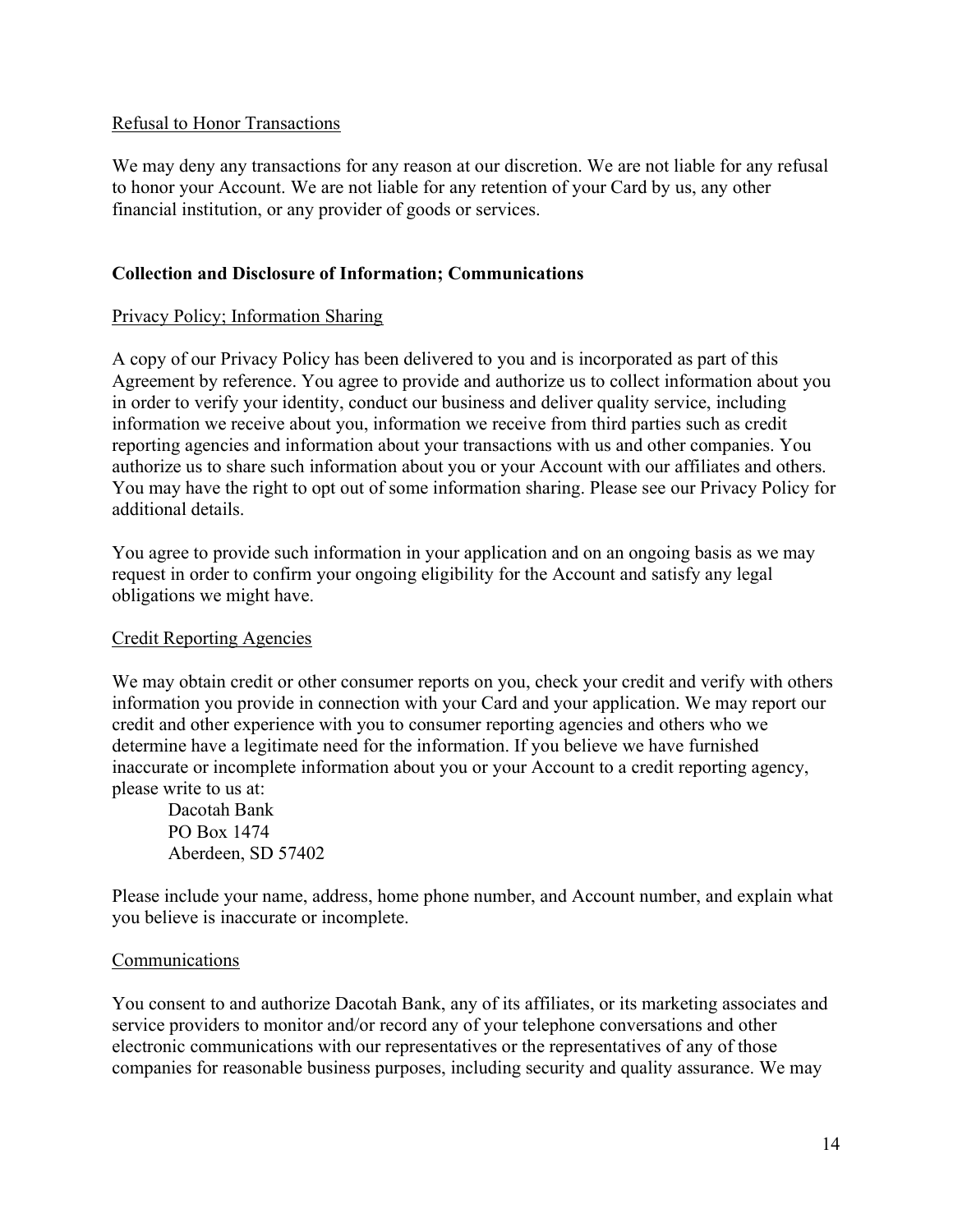Refusal to Honor Transactions

We may deny any transactions for any reason at our discretion. We are not liable for any refusal to honor your Account. We are not liable for any retention of your Card by us, any other financial institution, or any provider of goods or services.

## Collection and Disclosure of Information; Communications

Privacy Policy; Information Sharing

A copy of our Privacy Policy has been delivered to you and is incorporated as part of this Agreement by reference. You agree to provide and authorize us to collect information about you in order to verify your identity, conduct our business and deliver quality service, including information we receive about you, information we receive from third parties such as credit reporting agencies and information about your transactions with us and other companies. You authorize us to share such information about you or your Account with our affiliates and others. You may have the right to opt out of some information sharing. Please see our Privacy Policy for additional details.

You agree to provide such information in your application and on an ongoing basis as we may request in order to confirm your ongoing eligibility for the Account and satisfy any legal obligations we might have.

Credit Reporting Agencies

We may obtain credit or other consumer reports on you, check your credit and verify with others information you provide in connection with your Card and your application. We may report our credit and other experience with you to consumer reporting agencies and others who we determine have a legitimate need for the information. If you believe we have furnished inaccurate or incomplete information about you or your Account to a credit reporting agency, please write to us at:

Dacotah Bank
PO Box 1474
Aberdeen, SD 57402

Please include your name, address, home phone number, and Account number, and explain what you believe is inaccurate or incomplete.

Communications

You consent to and authorize Dacotah Bank, any of its affiliates, or its marketing associates and service providers to monitor and/or record any of your telephone conversations and other electronic communications with our representatives or the representatives of any of those companies for reasonable business purposes, including security and quality assurance. We may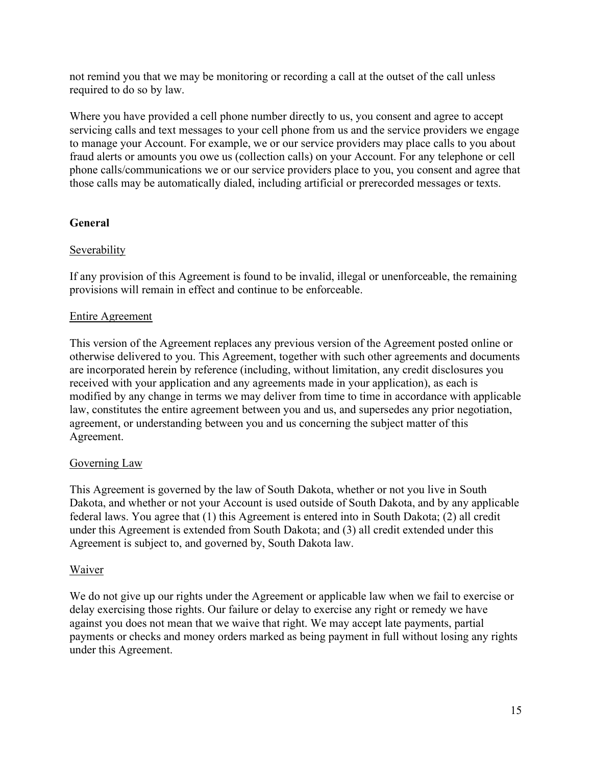not remind you that we may be monitoring or recording a call at the outset of the call unless required to do so by law.

Where you have provided a cell phone number directly to us, you consent and agree to accept servicing calls and text messages to your cell phone from us and the service providers we engage to manage your Account. For example, we or our service providers may place calls to you about fraud alerts or amounts you owe us (collection calls) on your Account. For any telephone or cell phone calls/communications we or our service providers place to you, you consent and agree that those calls may be automatically dialed, including artificial or prerecorded messages or texts.

## General

### Severability

If any provision of this Agreement is found to be invalid, illegal or unenforceable, the remaining provisions will remain in effect and continue to be enforceable.

### Entire Agreement

This version of the Agreement replaces any previous version of the Agreement posted online or otherwise delivered to you. This Agreement, together with such other agreements and documents are incorporated herein by reference (including, without limitation, any credit disclosures you received with your application and any agreements made in your application), as each is modified by any change in terms we may deliver from time to time in accordance with applicable law, constitutes the entire agreement between you and us, and supersedes any prior negotiation, agreement, or understanding between you and us concerning the subject matter of this Agreement.

### Governing Law

This Agreement is governed by the law of South Dakota, whether or not you live in South Dakota, and whether or not your Account is used outside of South Dakota, and by any applicable federal laws. You agree that (1) this Agreement is entered into in South Dakota; (2) all credit under this Agreement is extended from South Dakota; and (3) all credit extended under this Agreement is subject to, and governed by, South Dakota law.

### Waiver

We do not give up our rights under the Agreement or applicable law when we fail to exercise or delay exercising those rights. Our failure or delay to exercise any right or remedy we have against you does not mean that we waive that right. We may accept late payments, partial payments or checks and money orders marked as being payment in full without losing any rights under this Agreement.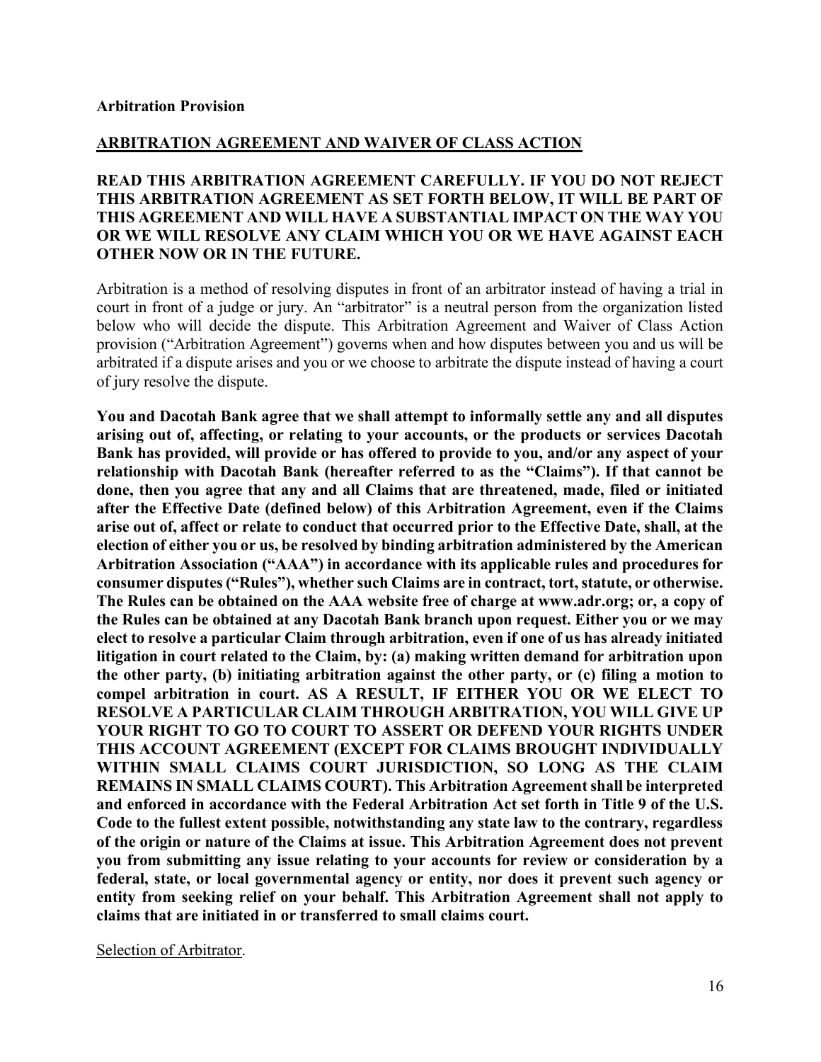**Arbitration Provision**

**<u>ARBITRATION AGREEMENT AND WAIVER OF CLASS ACTION</u>**

**READ THIS ARBITRATION AGREEMENT CAREFULLY. IF YOU DO NOT REJECT THIS ARBITRATION AGREEMENT AS SET FORTH BELOW, IT WILL BE PART OF THIS AGREEMENT AND WILL HAVE A SUBSTANTIAL IMPACT ON THE WAY YOU OR WE WILL RESOLVE ANY CLAIM WHICH YOU OR WE HAVE AGAINST EACH OTHER NOW OR IN THE FUTURE.**

Arbitration is a method of resolving disputes in front of an arbitrator instead of having a trial in court in front of a judge or jury. An "arbitrator" is a neutral person from the organization listed below who will decide the dispute. This Arbitration Agreement and Waiver of Class Action provision ("Arbitration Agreement") governs when and how disputes between you and us will be arbitrated if a dispute arises and you or we choose to arbitrate the dispute instead of having a court of jury resolve the dispute.

**You and Dacotah Bank agree that we shall attempt to informally settle any and all disputes arising out of, affecting, or relating to your accounts, or the products or services Dacotah Bank has provided, will provide or has offered to provide to you, and/or any aspect of your relationship with Dacotah Bank (hereafter referred to as the "Claims"). If that cannot be done, then you agree that any and all Claims that are threatened, made, filed or initiated after the Effective Date (defined below) of this Arbitration Agreement, even if the Claims arise out of, affect or relate to conduct that occurred prior to the Effective Date, shall, at the election of either you or us, be resolved by binding arbitration administered by the American Arbitration Association ("AAA") in accordance with its applicable rules and procedures for consumer disputes ("Rules"), whether such Claims are in contract, tort, statute, or otherwise. The Rules can be obtained on the AAA website free of charge at www.adr.org; or, a copy of the Rules can be obtained at any Dacotah Bank branch upon request. Either you or we may elect to resolve a particular Claim through arbitration, even if one of us has already initiated litigation in court related to the Claim, by: (a) making written demand for arbitration upon the other party, (b) initiating arbitration against the other party, or (c) filing a motion to compel arbitration in court. AS A RESULT, IF EITHER YOU OR WE ELECT TO RESOLVE A PARTICULAR CLAIM THROUGH ARBITRATION, YOU WILL GIVE UP YOUR RIGHT TO GO TO COURT TO ASSERT OR DEFEND YOUR RIGHTS UNDER THIS ACCOUNT AGREEMENT (EXCEPT FOR CLAIMS BROUGHT INDIVIDUALLY WITHIN SMALL CLAIMS COURT JURISDICTION, SO LONG AS THE CLAIM REMAINS IN SMALL CLAIMS COURT). This Arbitration Agreement shall be interpreted and enforced in accordance with the Federal Arbitration Act set forth in Title 9 of the U.S. Code to the fullest extent possible, notwithstanding any state law to the contrary, regardless of the origin or nature of the Claims at issue. This Arbitration Agreement does not prevent you from submitting any issue relating to your accounts for review or consideration by a federal, state, or local governmental agency or entity, nor does it prevent such agency or entity from seeking relief on your behalf. This Arbitration Agreement shall not apply to claims that are initiated in or transferred to small claims court.**

<u>Selection of Arbitrator</u>.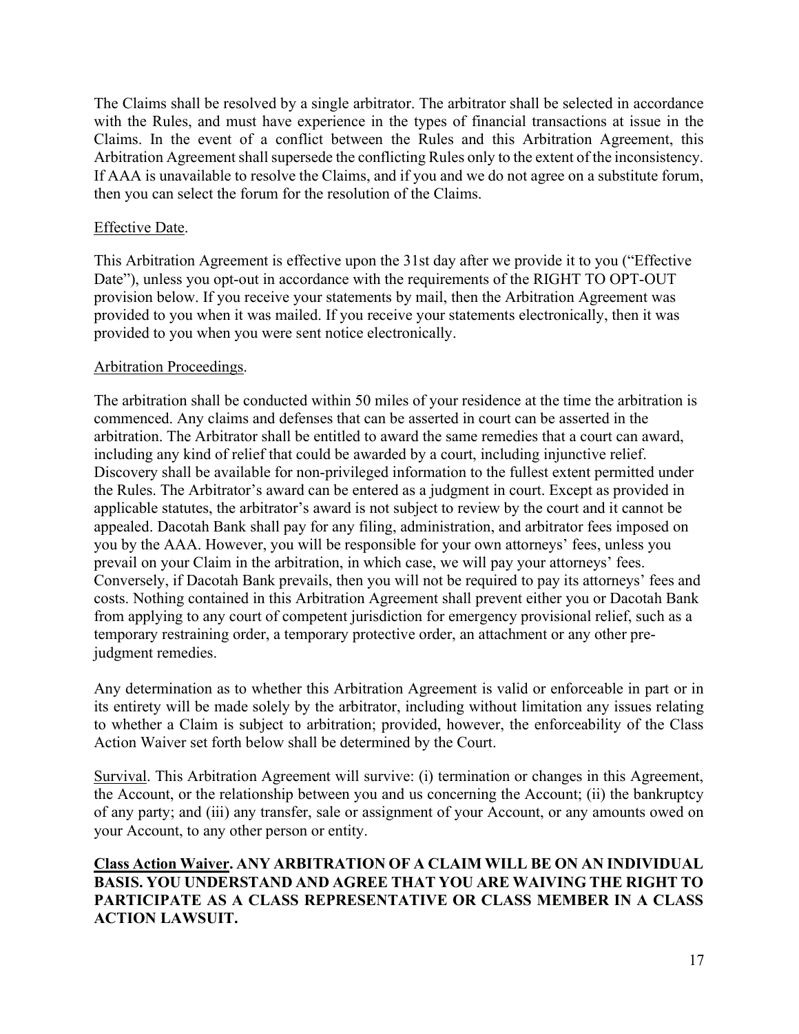The Claims shall be resolved by a single arbitrator. The arbitrator shall be selected in accordance with the Rules, and must have experience in the types of financial transactions at issue in the Claims. In the event of a conflict between the Rules and this Arbitration Agreement, this Arbitration Agreement shall supersede the conflicting Rules only to the extent of the inconsistency. If AAA is unavailable to resolve the Claims, and if you and we do not agree on a substitute forum, then you can select the forum for the resolution of the Claims.

Effective Date.

This Arbitration Agreement is effective upon the 31st day after we provide it to you ("Effective Date"), unless you opt-out in accordance with the requirements of the RIGHT TO OPT-OUT provision below. If you receive your statements by mail, then the Arbitration Agreement was provided to you when it was mailed. If you receive your statements electronically, then it was provided to you when you were sent notice electronically.

Arbitration Proceedings.

The arbitration shall be conducted within 50 miles of your residence at the time the arbitration is commenced. Any claims and defenses that can be asserted in court can be asserted in the arbitration. The Arbitrator shall be entitled to award the same remedies that a court can award, including any kind of relief that could be awarded by a court, including injunctive relief. Discovery shall be available for non-privileged information to the fullest extent permitted under the Rules. The Arbitrator's award can be entered as a judgment in court. Except as provided in applicable statutes, the arbitrator's award is not subject to review by the court and it cannot be appealed. Dacotah Bank shall pay for any filing, administration, and arbitrator fees imposed on you by the AAA. However, you will be responsible for your own attorneys' fees, unless you prevail on your Claim in the arbitration, in which case, we will pay your attorneys' fees. Conversely, if Dacotah Bank prevails, then you will not be required to pay its attorneys' fees and costs. Nothing contained in this Arbitration Agreement shall prevent either you or Dacotah Bank from applying to any court of competent jurisdiction for emergency provisional relief, such as a temporary restraining order, a temporary protective order, an attachment or any other pre-judgment remedies.

Any determination as to whether this Arbitration Agreement is valid or enforceable in part or in its entirety will be made solely by the arbitrator, including without limitation any issues relating to whether a Claim is subject to arbitration; provided, however, the enforceability of the Class Action Waiver set forth below shall be determined by the Court.

Survival. This Arbitration Agreement will survive: (i) termination or changes in this Agreement, the Account, or the relationship between you and us concerning the Account; (ii) the bankruptcy of any party; and (iii) any transfer, sale or assignment of your Account, or any amounts owed on your Account, to any other person or entity.

**Class Action Waiver. ANY ARBITRATION OF A CLAIM WILL BE ON AN INDIVIDUAL BASIS. YOU UNDERSTAND AND AGREE THAT YOU ARE WAIVING THE RIGHT TO PARTICIPATE AS A CLASS REPRESENTATIVE OR CLASS MEMBER IN A CLASS ACTION LAWSUIT.**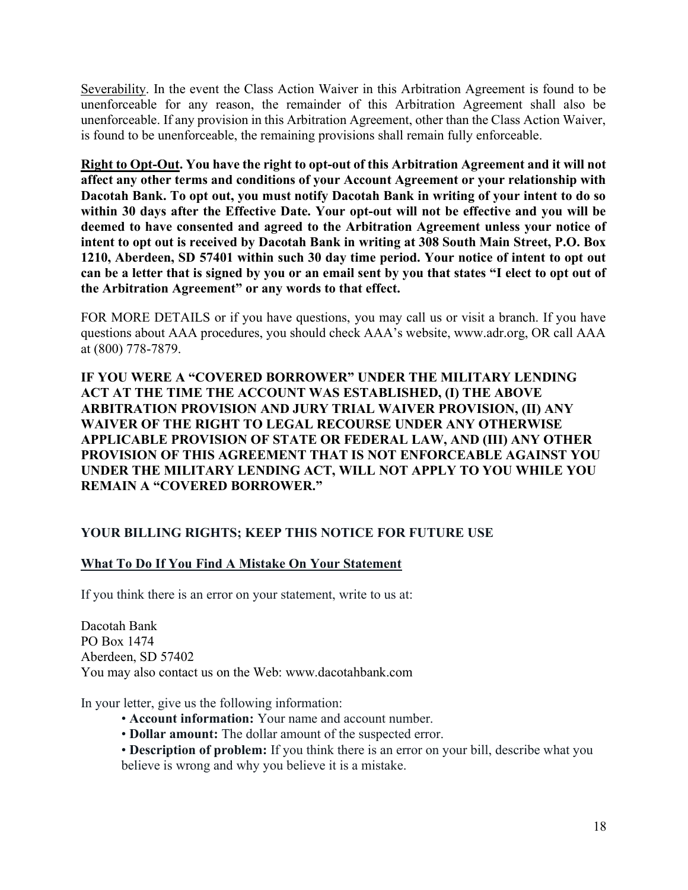Severability. In the event the Class Action Waiver in this Arbitration Agreement is found to be unenforceable for any reason, the remainder of this Arbitration Agreement shall also be unenforceable. If any provision in this Arbitration Agreement, other than the Class Action Waiver, is found to be unenforceable, the remaining provisions shall remain fully enforceable.

**Right to Opt-Out. You have the right to opt-out of this Arbitration Agreement and it will not affect any other terms and conditions of your Account Agreement or your relationship with Dacotah Bank. To opt out, you must notify Dacotah Bank in writing of your intent to do so within 30 days after the Effective Date. Your opt-out will not be effective and you will be deemed to have consented and agreed to the Arbitration Agreement unless your notice of intent to opt out is received by Dacotah Bank in writing at 308 South Main Street, P.O. Box 1210, Aberdeen, SD 57401 within such 30 day time period. Your notice of intent to opt out can be a letter that is signed by you or an email sent by you that states "I elect to opt out of the Arbitration Agreement" or any words to that effect.**

FOR MORE DETAILS or if you have questions, you may call us or visit a branch. If you have questions about AAA procedures, you should check AAA's website, www.adr.org, OR call AAA at (800) 778-7879.

**IF YOU WERE A "COVERED BORROWER" UNDER THE MILITARY LENDING ACT AT THE TIME THE ACCOUNT WAS ESTABLISHED, (I) THE ABOVE ARBITRATION PROVISION AND JURY TRIAL WAIVER PROVISION, (II) ANY WAIVER OF THE RIGHT TO LEGAL RECOURSE UNDER ANY OTHERWISE APPLICABLE PROVISION OF STATE OR FEDERAL LAW, AND (III) ANY OTHER PROVISION OF THIS AGREEMENT THAT IS NOT ENFORCEABLE AGAINST YOU UNDER THE MILITARY LENDING ACT, WILL NOT APPLY TO YOU WHILE YOU REMAIN A "COVERED BORROWER."**

## YOUR BILLING RIGHTS; KEEP THIS NOTICE FOR FUTURE USE

### What To Do If You Find A Mistake On Your Statement

If you think there is an error on your statement, write to us at:

Dacotah Bank
PO Box 1474
Aberdeen, SD 57402
You may also contact us on the Web: www.dacotahbank.com

In your letter, give us the following information:

- **Account information:** Your name and account number.
- **Dollar amount:** The dollar amount of the suspected error.
- **Description of problem:** If you think there is an error on your bill, describe what you believe is wrong and why you believe it is a mistake.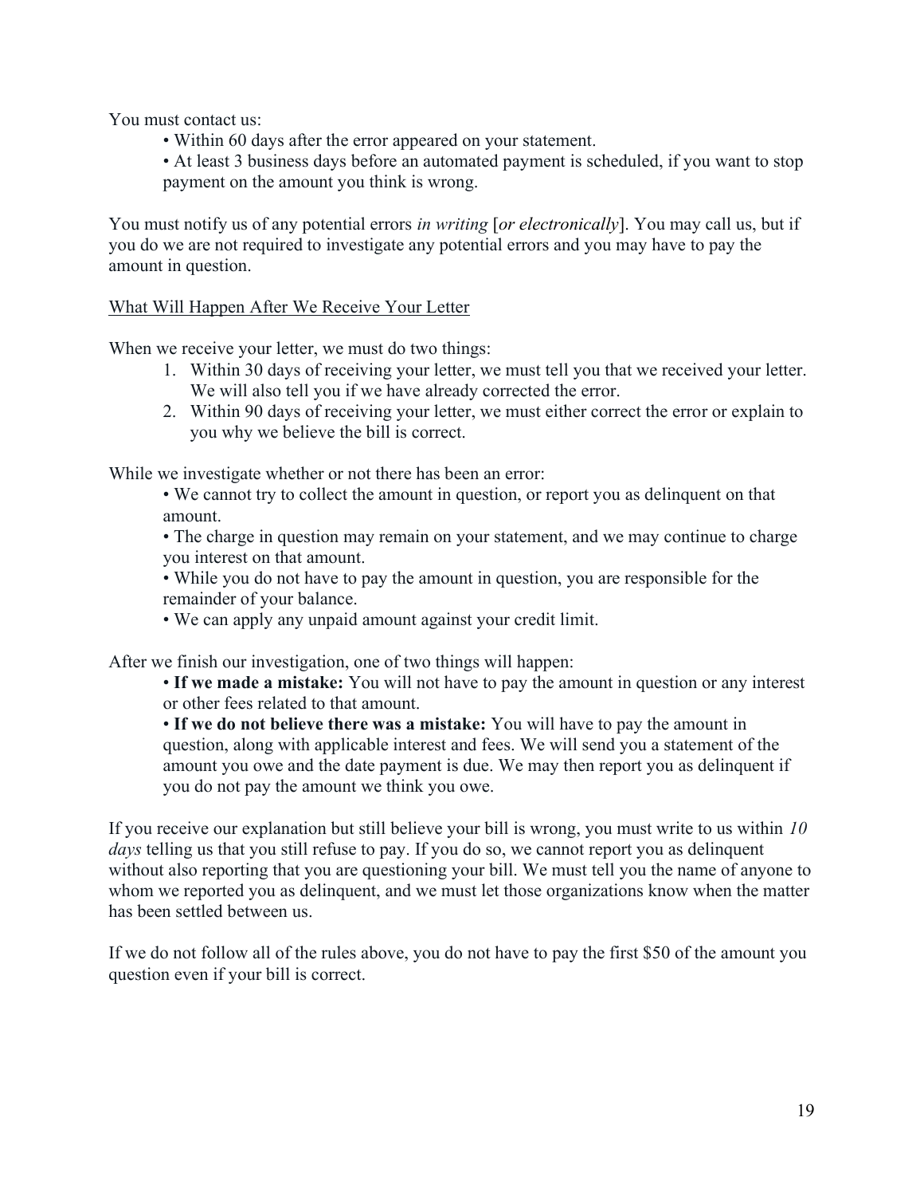You must contact us:

- Within 60 days after the error appeared on your statement.
- At least 3 business days before an automated payment is scheduled, if you want to stop payment on the amount you think is wrong.

You must notify us of any potential errors *in writing* [*or electronically*]. You may call us, but if you do we are not required to investigate any potential errors and you may have to pay the amount in question.

<u>What Will Happen After We Receive Your Letter</u>

When we receive your letter, we must do two things:

1. Within 30 days of receiving your letter, we must tell you that we received your letter. We will also tell you if we have already corrected the error.
2. Within 90 days of receiving your letter, we must either correct the error or explain to you why we believe the bill is correct.

While we investigate whether or not there has been an error:

- We cannot try to collect the amount in question, or report you as delinquent on that amount.
- The charge in question may remain on your statement, and we may continue to charge you interest on that amount.
- While you do not have to pay the amount in question, you are responsible for the remainder of your balance.
- We can apply any unpaid amount against your credit limit.

After we finish our investigation, one of two things will happen:

- **If we made a mistake:** You will not have to pay the amount in question or any interest or other fees related to that amount.
- **If we do not believe there was a mistake:** You will have to pay the amount in question, along with applicable interest and fees. We will send you a statement of the amount you owe and the date payment is due. We may then report you as delinquent if you do not pay the amount we think you owe.

If you receive our explanation but still believe your bill is wrong, you must write to us within *10 days* telling us that you still refuse to pay. If you do so, we cannot report you as delinquent without also reporting that you are questioning your bill. We must tell you the name of anyone to whom we reported you as delinquent, and we must let those organizations know when the matter has been settled between us.

If we do not follow all of the rules above, you do not have to pay the first $50 of the amount you question even if your bill is correct.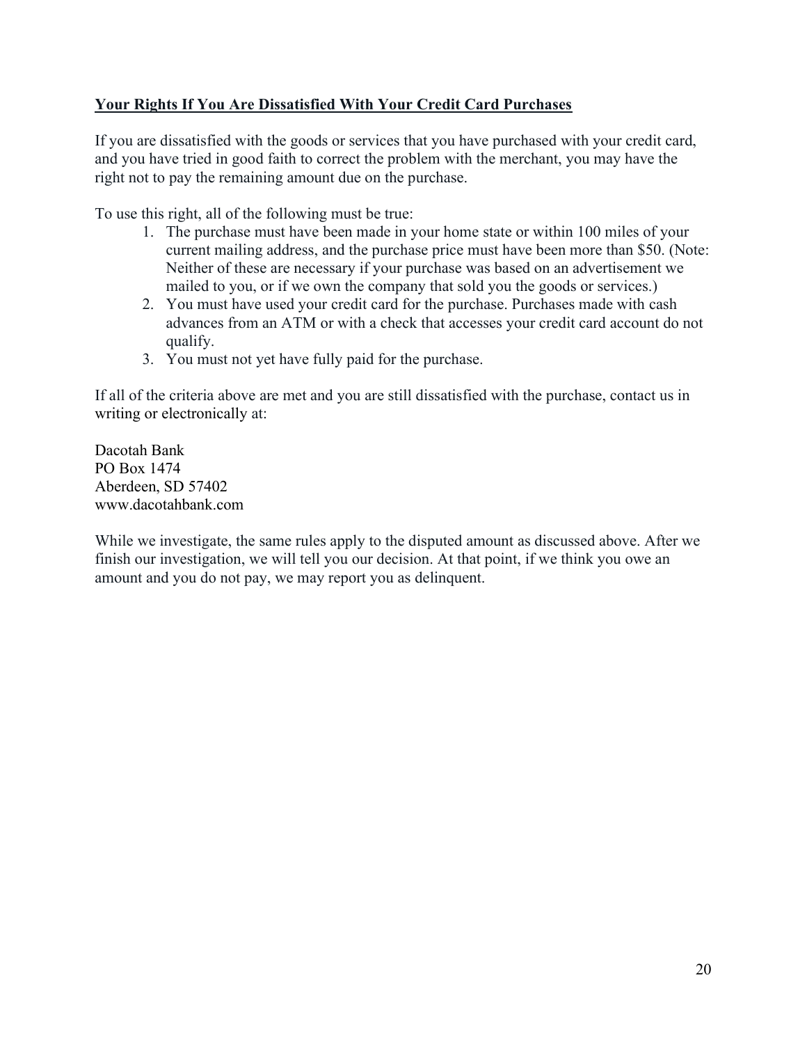## Your Rights If You Are Dissatisfied With Your Credit Card Purchases

If you are dissatisfied with the goods or services that you have purchased with your credit card, and you have tried in good faith to correct the problem with the merchant, you may have the right not to pay the remaining amount due on the purchase.

To use this right, all of the following must be true:

1. The purchase must have been made in your home state or within 100 miles of your current mailing address, and the purchase price must have been more than $50. (Note: Neither of these are necessary if your purchase was based on an advertisement we mailed to you, or if we own the company that sold you the goods or services.)
2. You must have used your credit card for the purchase. Purchases made with cash advances from an ATM or with a check that accesses your credit card account do not qualify.
3. You must not yet have fully paid for the purchase.

If all of the criteria above are met and you are still dissatisfied with the purchase, contact us in writing or electronically at:

Dacotah Bank
PO Box 1474
Aberdeen, SD 57402
www.dacotahbank.com

While we investigate, the same rules apply to the disputed amount as discussed above. After we finish our investigation, we will tell you our decision. At that point, if we think you owe an amount and you do not pay, we may report you as delinquent.